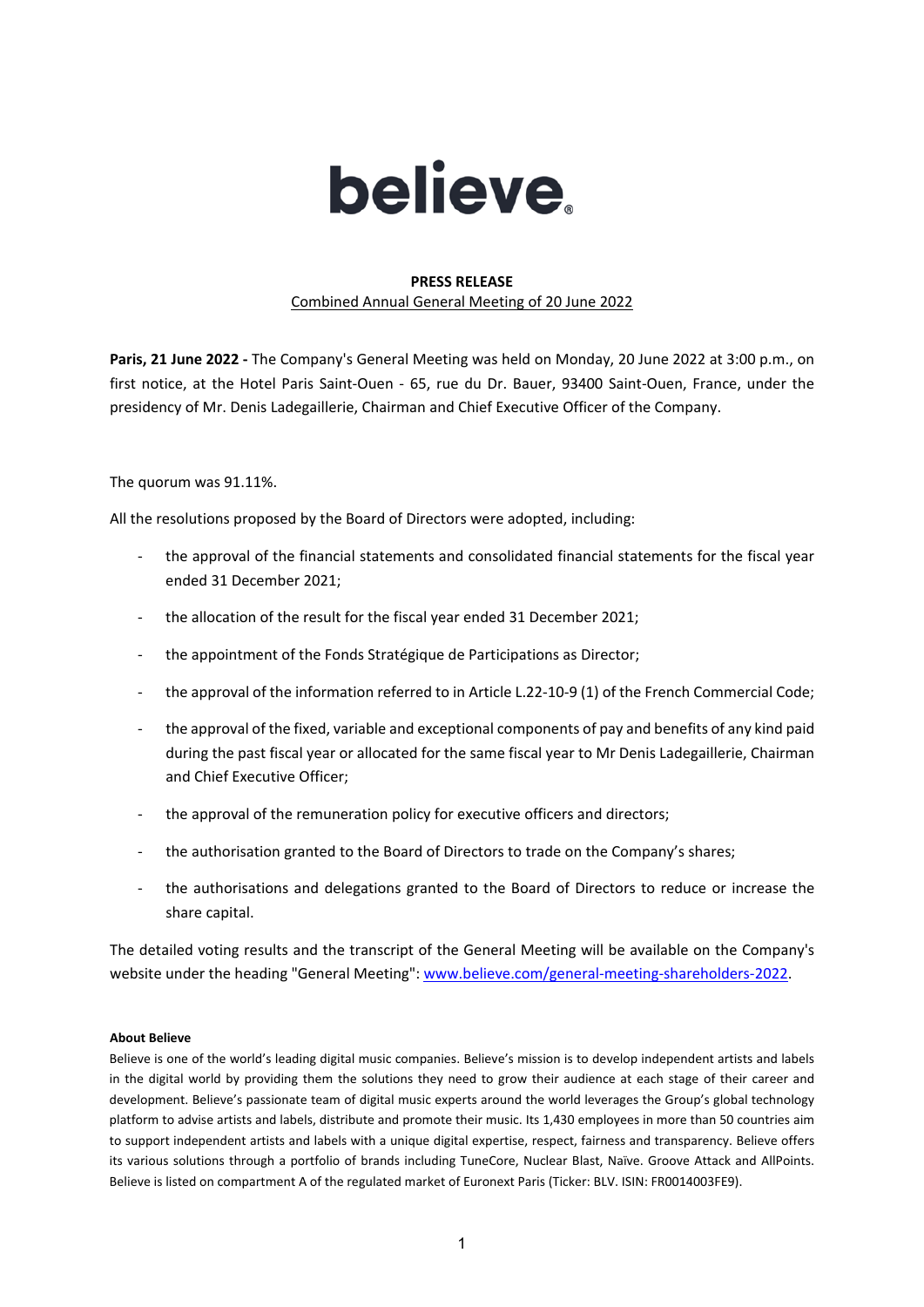believe

**PRESS RELEASE**

Combined Annual General Meeting of 20 June 2022

**Paris, 21 June 2022 -** The Company's General Meeting was held on Monday, 20 June 2022 at 3:00 p.m., on first notice, at the Hotel Paris Saint-Ouen - 65, rue du Dr. Bauer, 93400 Saint-Ouen, France, under the presidency of Mr. Denis Ladegaillerie, Chairman and Chief Executive Officer of the Company.

The quorum was 91.11%.

All the resolutions proposed by the Board of Directors were adopted, including:

- the approval of the financial statements and consolidated financial statements for the fiscal year ended 31 December 2021;
- the allocation of the result for the fiscal year ended 31 December 2021;
- the appointment of the Fonds Stratégique de Participations as Director;
- the approval of the information referred to in Article L.22-10-9 (1) of the French Commercial Code;
- the approval of the fixed, variable and exceptional components of pay and benefits of any kind paid during the past fiscal year or allocated for the same fiscal year to Mr Denis Ladegaillerie, Chairman and Chief Executive Officer;
- the approval of the remuneration policy for executive officers and directors;
- the authorisation granted to the Board of Directors to trade on the Company's shares;
- the authorisations and delegations granted to the Board of Directors to reduce or increase the share capital.

The detailed voting results and the transcript of the General Meeting will be available on the Company's website under the heading "General Meeting": www.believe.com/general-meeting-shareholders-2022.

**About Believe**

Believe is one of the world's leading digital music companies. Believe's mission is to develop independent artists and labels in the digital world by providing them the solutions they need to grow their audience at each stage of their career and development. Believe's passionate team of digital music experts around the world leverages the Group's global technology platform to advise artists and labels, distribute and promote their music. Its 1,430 employees in more than 50 countries aim to support independent artists and labels with a unique digital expertise, respect, fairness and transparency. Believe offers its various solutions through a portfolio of brands including TuneCore, Nuclear Blast, Naïve. Groove Attack and AllPoints. Believe is listed on compartment A of the regulated market of Euronext Paris (Ticker: BLV. ISIN: FR0014003FE9).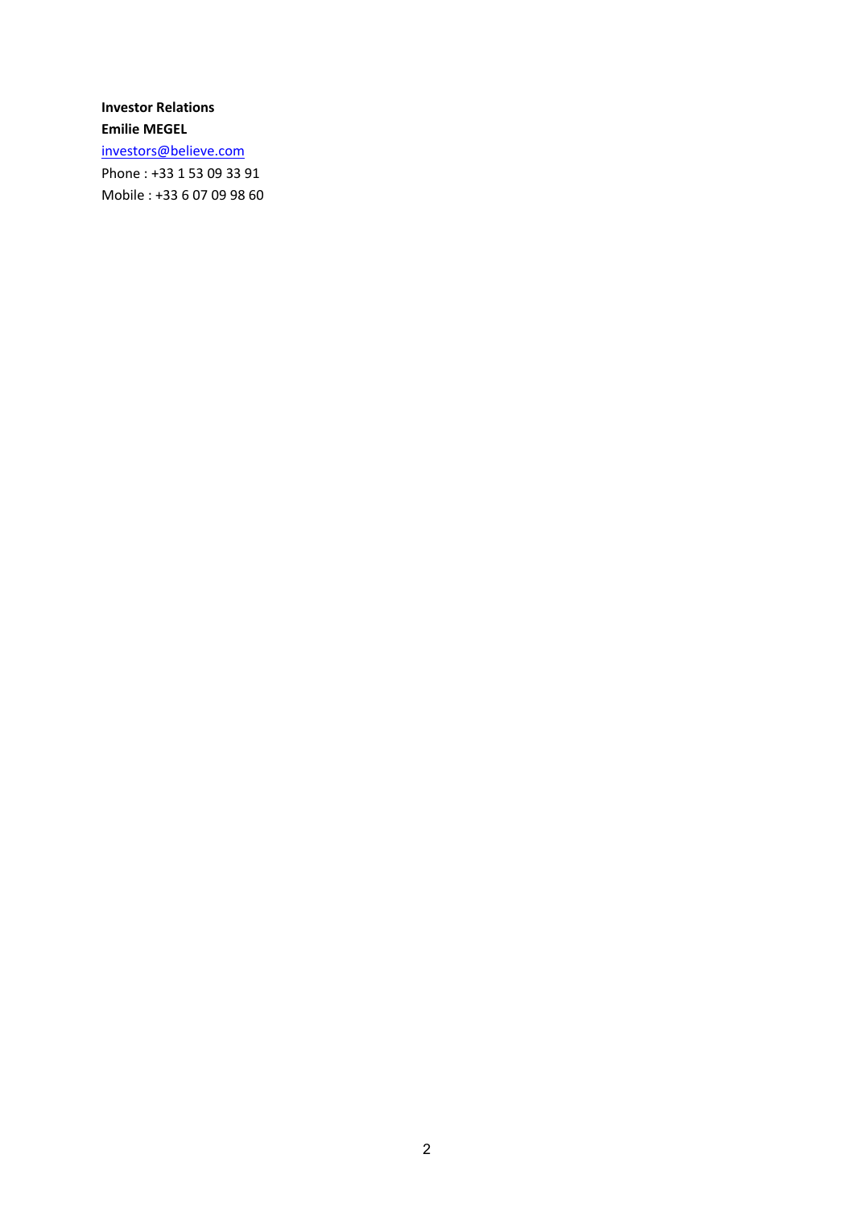**Investor Relations**
**Emilie MEGEL**
investors@believe.com
Phone : +33 1 53 09 33 91
Mobile : +33 6 07 09 98 60